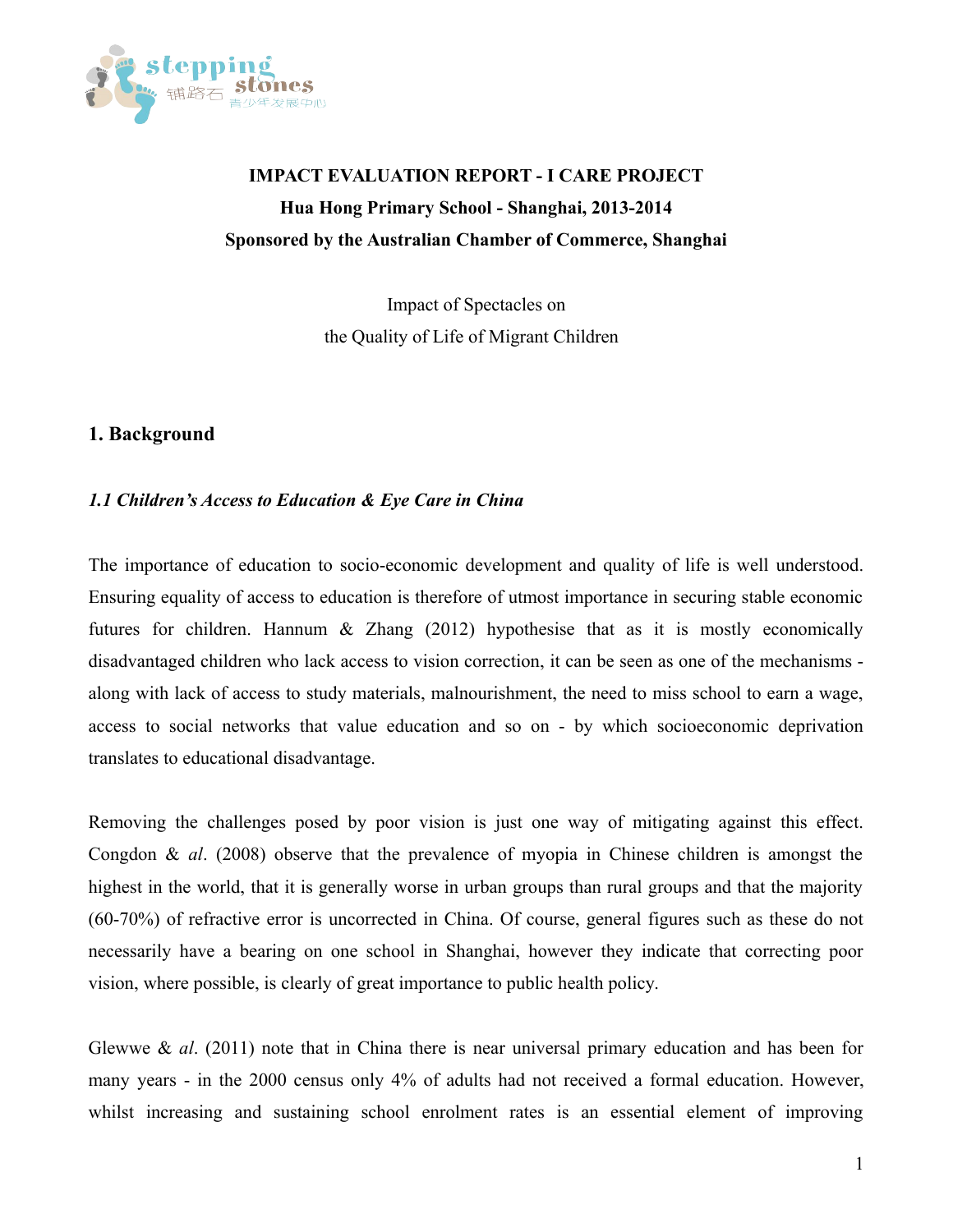**IMPACT EVALUATION REPORT - I CARE PROJECT**

**Hua Hong Primary School - Shanghai, 2013-2014**

**Sponsored by the Australian Chamber of Commerce, Shanghai**

Impact of Spectacles on
the Quality of Life of Migrant Children

## 1. Background

### *1.1 Children's Access to Education & Eye Care in China*

The importance of education to socio-economic development and quality of life is well understood. Ensuring equality of access to education is therefore of utmost importance in securing stable economic futures for children. Hannum & Zhang (2012) hypothesise that as it is mostly economically disadvantaged children who lack access to vision correction, it can be seen as one of the mechanisms - along with lack of access to study materials, malnourishment, the need to miss school to earn a wage, access to social networks that value education and so on - by which socioeconomic deprivation translates to educational disadvantage.

Removing the challenges posed by poor vision is just one way of mitigating against this effect. Congdon & *al*. (2008) observe that the prevalence of myopia in Chinese children is amongst the highest in the world, that it is generally worse in urban groups than rural groups and that the majority (60-70%) of refractive error is uncorrected in China. Of course, general figures such as these do not necessarily have a bearing on one school in Shanghai, however they indicate that correcting poor vision, where possible, is clearly of great importance to public health policy.

Glewwe & *al*. (2011) note that in China there is near universal primary education and has been for many years - in the 2000 census only 4% of adults had not received a formal education. However, whilst increasing and sustaining school enrolment rates is an essential element of improving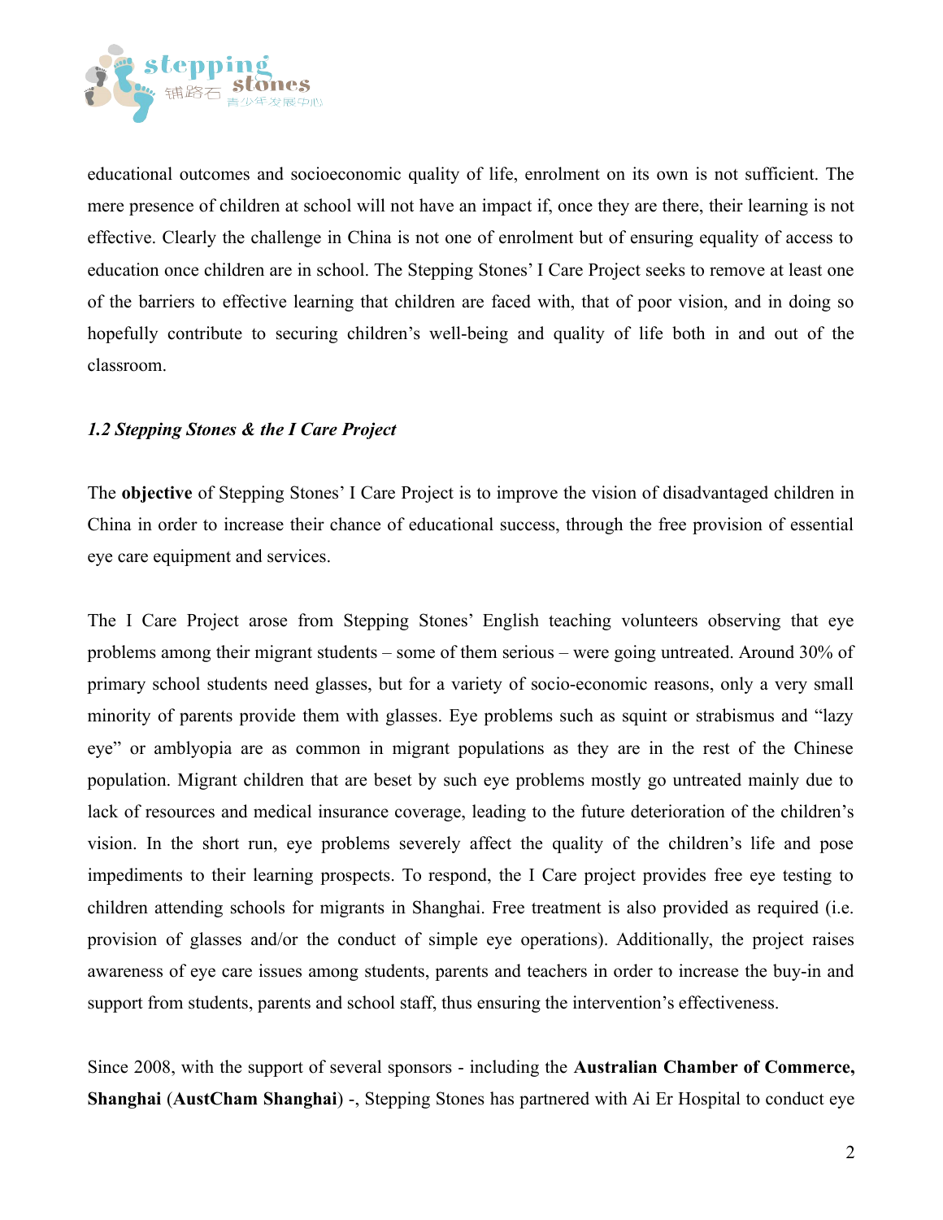educational outcomes and socioeconomic quality of life, enrolment on its own is not sufficient. The mere presence of children at school will not have an impact if, once they are there, their learning is not effective. Clearly the challenge in China is not one of enrolment but of ensuring equality of access to education once children are in school. The Stepping Stones' I Care Project seeks to remove at least one of the barriers to effective learning that children are faced with, that of poor vision, and in doing so hopefully contribute to securing children's well-being and quality of life both in and out of the classroom.

### *1.2 Stepping Stones & the I Care Project*

The **objective** of Stepping Stones' I Care Project is to improve the vision of disadvantaged children in China in order to increase their chance of educational success, through the free provision of essential eye care equipment and services.

The I Care Project arose from Stepping Stones' English teaching volunteers observing that eye problems among their migrant students – some of them serious – were going untreated. Around 30% of primary school students need glasses, but for a variety of socio-economic reasons, only a very small minority of parents provide them with glasses. Eye problems such as squint or strabismus and "lazy eye" or amblyopia are as common in migrant populations as they are in the rest of the Chinese population. Migrant children that are beset by such eye problems mostly go untreated mainly due to lack of resources and medical insurance coverage, leading to the future deterioration of the children's vision. In the short run, eye problems severely affect the quality of the children's life and pose impediments to their learning prospects. To respond, the I Care project provides free eye testing to children attending schools for migrants in Shanghai. Free treatment is also provided as required (i.e. provision of glasses and/or the conduct of simple eye operations). Additionally, the project raises awareness of eye care issues among students, parents and teachers in order to increase the buy-in and support from students, parents and school staff, thus ensuring the intervention's effectiveness.

Since 2008, with the support of several sponsors - including the **Australian Chamber of Commerce, Shanghai** (**AustCham Shanghai**) -, Stepping Stones has partnered with Ai Er Hospital to conduct eye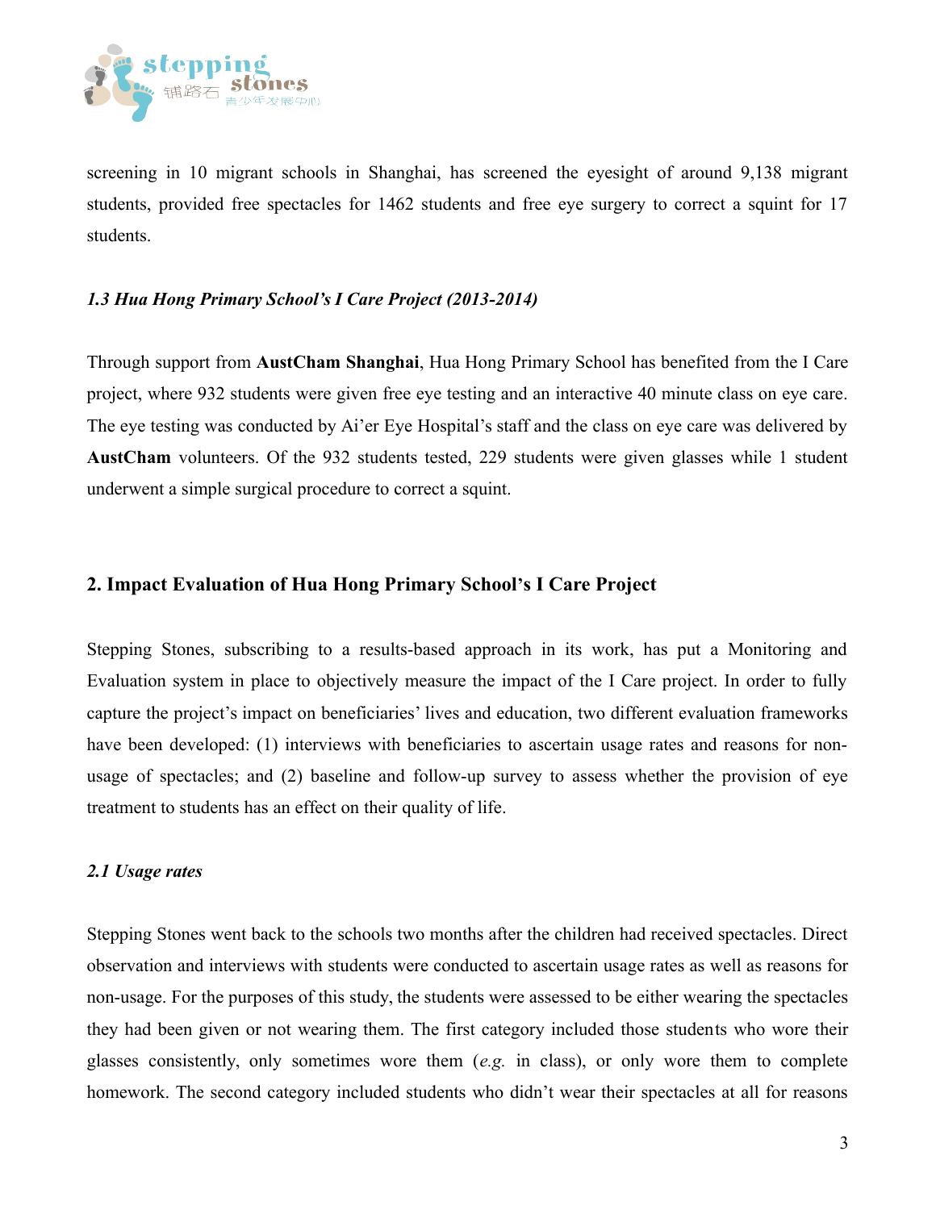screening in 10 migrant schools in Shanghai, has screened the eyesight of around 9,138 migrant students, provided free spectacles for 1462 students and free eye surgery to correct a squint for 17 students.

### *1.3 Hua Hong Primary School's I Care Project (2013-2014)*

Through support from **AustCham Shanghai**, Hua Hong Primary School has benefited from the I Care project, where 932 students were given free eye testing and an interactive 40 minute class on eye care. The eye testing was conducted by Ai'er Eye Hospital's staff and the class on eye care was delivered by **AustCham** volunteers. Of the 932 students tested, 229 students were given glasses while 1 student underwent a simple surgical procedure to correct a squint.

## 2. Impact Evaluation of Hua Hong Primary School's I Care Project

Stepping Stones, subscribing to a results-based approach in its work, has put a Monitoring and Evaluation system in place to objectively measure the impact of the I Care project. In order to fully capture the project's impact on beneficiaries' lives and education, two different evaluation frameworks have been developed: (1) interviews with beneficiaries to ascertain usage rates and reasons for non-usage of spectacles; and (2) baseline and follow-up survey to assess whether the provision of eye treatment to students has an effect on their quality of life.

### *2.1 Usage rates*

Stepping Stones went back to the schools two months after the children had received spectacles. Direct observation and interviews with students were conducted to ascertain usage rates as well as reasons for non-usage. For the purposes of this study, the students were assessed to be either wearing the spectacles they had been given or not wearing them. The first category included those students who wore their glasses consistently, only sometimes wore them (*e.g.* in class), or only wore them to complete homework. The second category included students who didn't wear their spectacles at all for reasons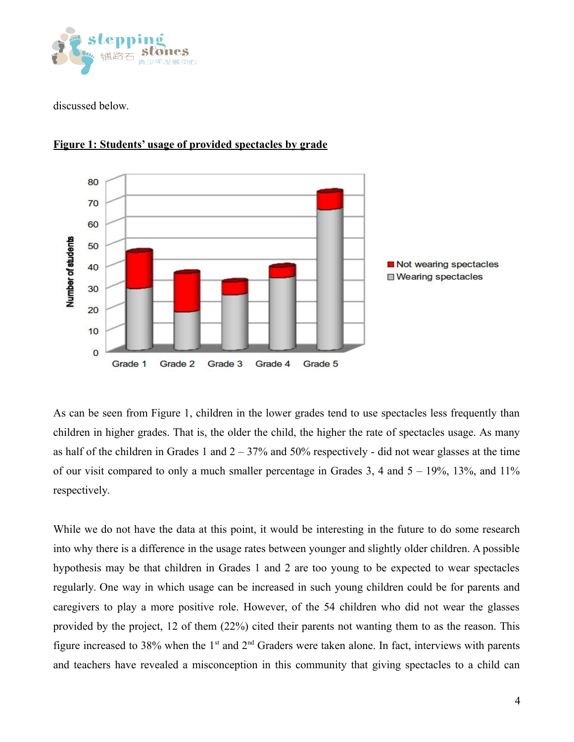discussed below.

**Figure 1: Students' usage of provided spectacles by grade**

As can be seen from Figure 1, children in the lower grades tend to use spectacles less frequently than children in higher grades. That is, the older the child, the higher the rate of spectacles usage. As many as half of the children in Grades 1 and 2 – 37% and 50% respectively - did not wear glasses at the time of our visit compared to only a much smaller percentage in Grades 3, 4 and 5 – 19%, 13%, and 11% respectively.

While we do not have the data at this point, it would be interesting in the future to do some research into why there is a difference in the usage rates between younger and slightly older children. A possible hypothesis may be that children in Grades 1 and 2 are too young to be expected to wear spectacles regularly. One way in which usage can be increased in such young children could be for parents and caregivers to play a more positive role. However, of the 54 children who did not wear the glasses provided by the project, 12 of them (22%) cited their parents not wanting them to as the reason. This figure increased to 38% when the 1st and 2nd Graders were taken alone. In fact, interviews with parents and teachers have revealed a misconception in this community that giving spectacles to a child can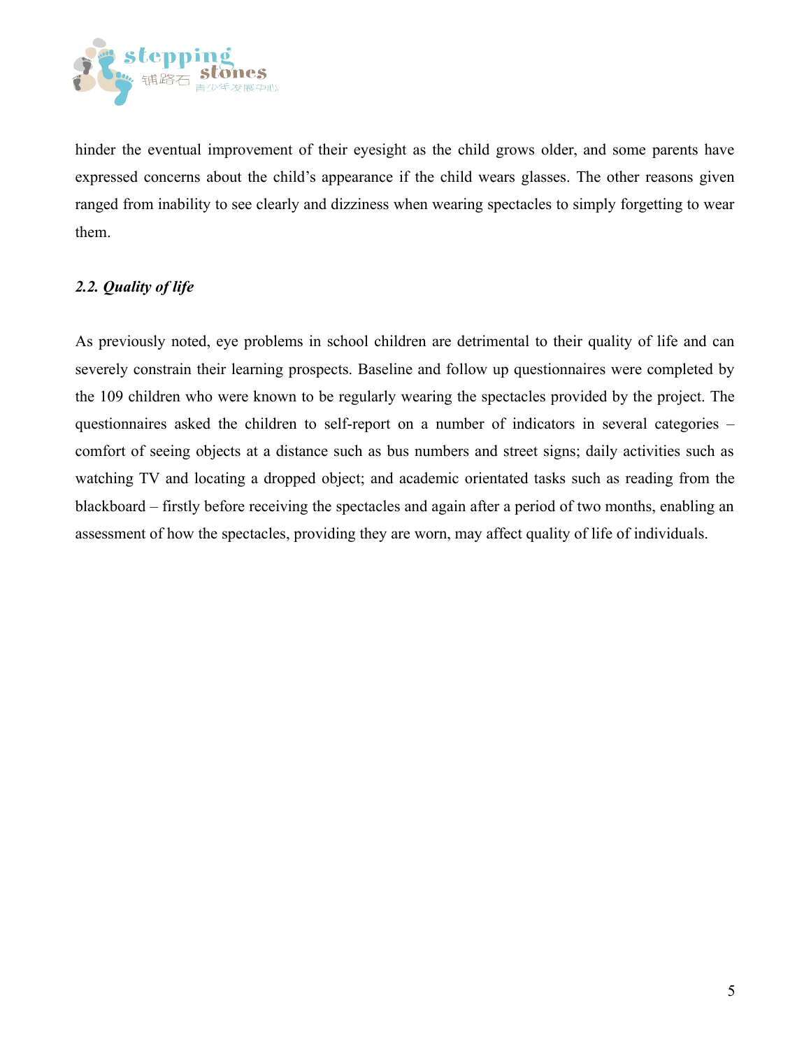hinder the eventual improvement of their eyesight as the child grows older, and some parents have expressed concerns about the child's appearance if the child wears glasses. The other reasons given ranged from inability to see clearly and dizziness when wearing spectacles to simply forgetting to wear them.

### *2.2. Quality of life*

As previously noted, eye problems in school children are detrimental to their quality of life and can severely constrain their learning prospects. Baseline and follow up questionnaires were completed by the 109 children who were known to be regularly wearing the spectacles provided by the project. The questionnaires asked the children to self-report on a number of indicators in several categories – comfort of seeing objects at a distance such as bus numbers and street signs; daily activities such as watching TV and locating a dropped object; and academic orientated tasks such as reading from the blackboard – firstly before receiving the spectacles and again after a period of two months, enabling an assessment of how the spectacles, providing they are worn, may affect quality of life of individuals.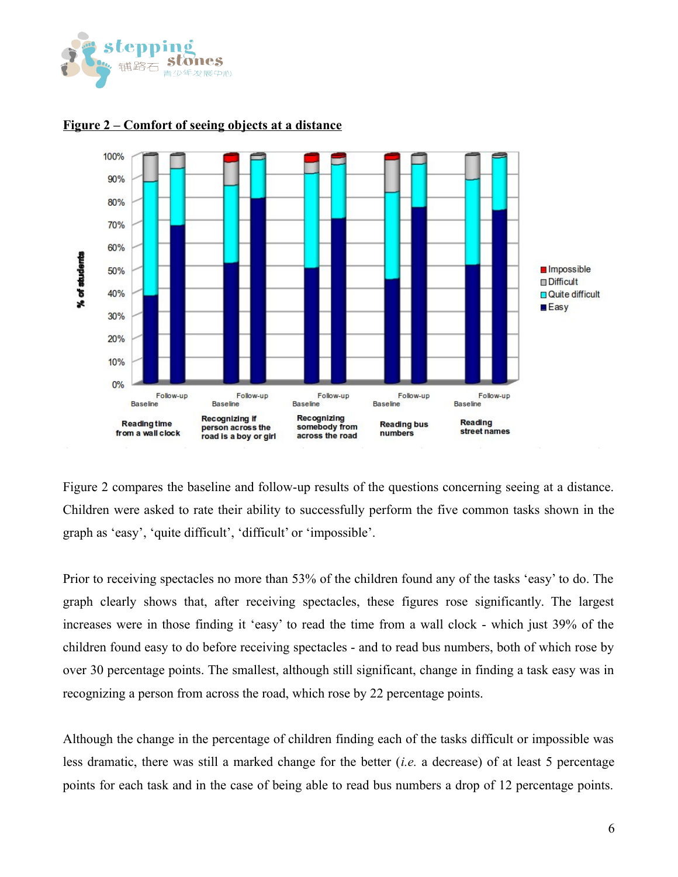**Figure 2 – Comfort of seeing objects at a distance**

Figure 2 compares the baseline and follow-up results of the questions concerning seeing at a distance. Children were asked to rate their ability to successfully perform the five common tasks shown in the graph as ‘easy’, ‘quite difficult’, ‘difficult’ or ‘impossible’.

Prior to receiving spectacles no more than 53% of the children found any of the tasks ‘easy’ to do. The graph clearly shows that, after receiving spectacles, these figures rose significantly. The largest increases were in those finding it ‘easy’ to read the time from a wall clock - which just 39% of the children found easy to do before receiving spectacles - and to read bus numbers, both of which rose by over 30 percentage points. The smallest, although still significant, change in finding a task easy was in recognizing a person from across the road, which rose by 22 percentage points.

Although the change in the percentage of children finding each of the tasks difficult or impossible was less dramatic, there was still a marked change for the better (*i.e.* a decrease) of at least 5 percentage points for each task and in the case of being able to read bus numbers a drop of 12 percentage points.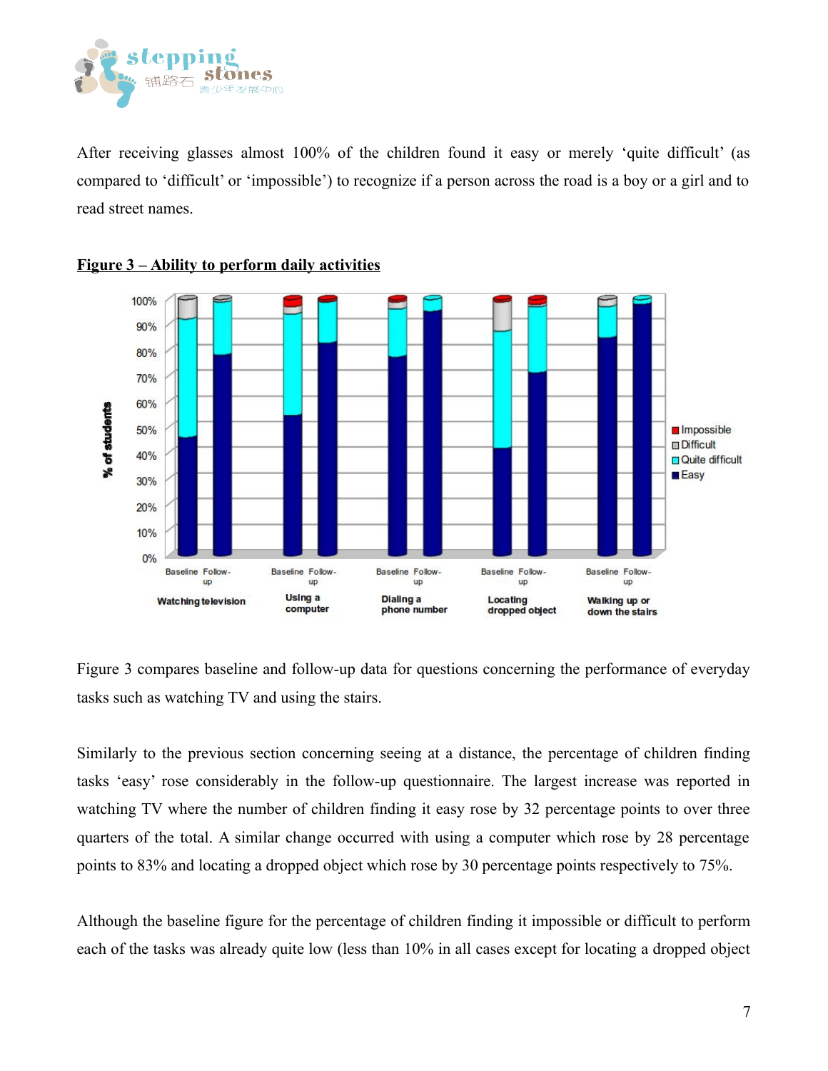After receiving glasses almost 100% of the children found it easy or merely 'quite difficult' (as compared to 'difficult' or 'impossible') to recognize if a person across the road is a boy or a girl and to read street names.

**Figure 3 – Ability to perform daily activities**

Figure 3 compares baseline and follow-up data for questions concerning the performance of everyday tasks such as watching TV and using the stairs.

Similarly to the previous section concerning seeing at a distance, the percentage of children finding tasks 'easy' rose considerably in the follow-up questionnaire. The largest increase was reported in watching TV where the number of children finding it easy rose by 32 percentage points to over three quarters of the total. A similar change occurred with using a computer which rose by 28 percentage points to 83% and locating a dropped object which rose by 30 percentage points respectively to 75%.

Although the baseline figure for the percentage of children finding it impossible or difficult to perform each of the tasks was already quite low (less than 10% in all cases except for locating a dropped object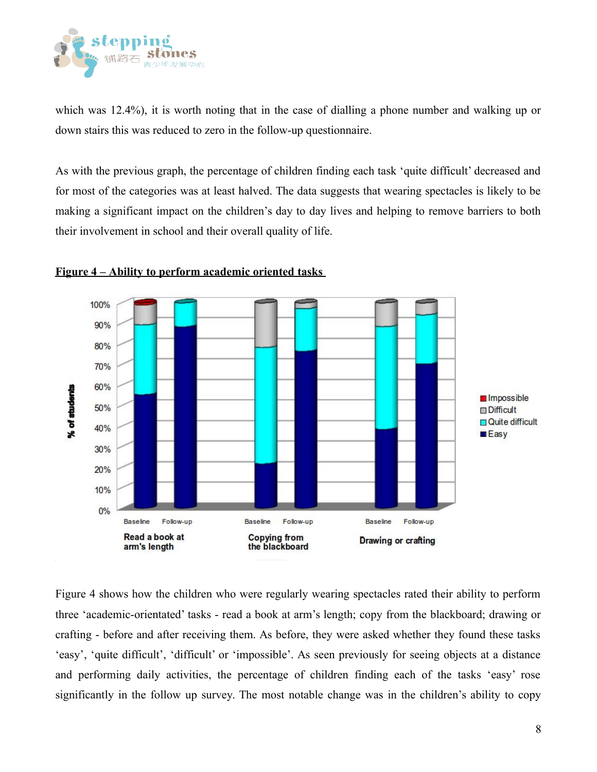which was 12.4%), it is worth noting that in the case of dialling a phone number and walking up or down stairs this was reduced to zero in the follow-up questionnaire.

As with the previous graph, the percentage of children finding each task 'quite difficult' decreased and for most of the categories was at least halved. The data suggests that wearing spectacles is likely to be making a significant impact on the children's day to day lives and helping to remove barriers to both their involvement in school and their overall quality of life.

**Figure 4 – Ability to perform academic oriented tasks**

Figure 4 shows how the children who were regularly wearing spectacles rated their ability to perform three 'academic-orientated' tasks - read a book at arm's length; copy from the blackboard; drawing or crafting - before and after receiving them. As before, they were asked whether they found these tasks 'easy', 'quite difficult', 'difficult' or 'impossible'. As seen previously for seeing objects at a distance and performing daily activities, the percentage of children finding each of the tasks 'easy' rose significantly in the follow up survey. The most notable change was in the children's ability to copy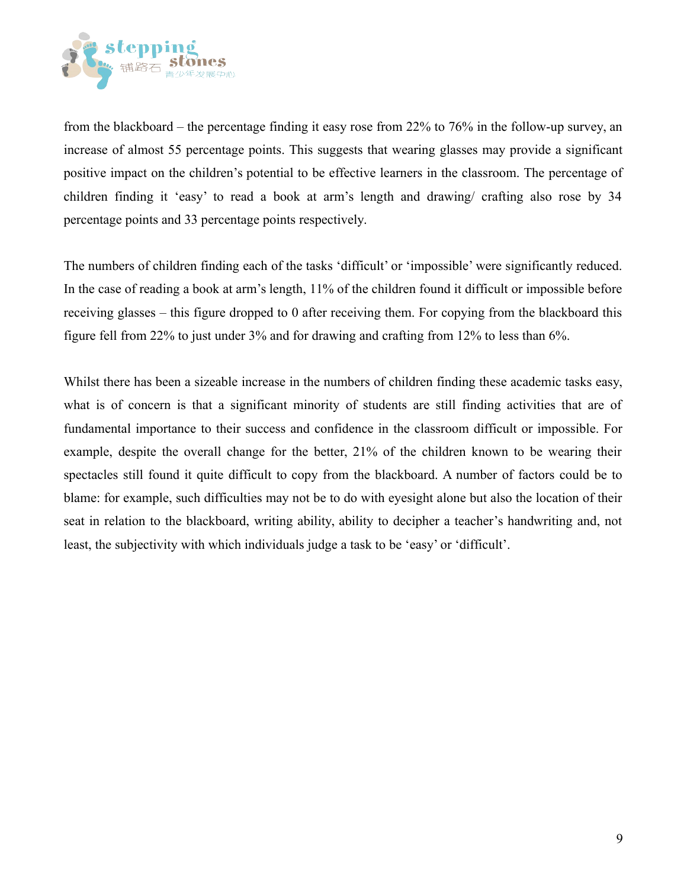from the blackboard – the percentage finding it easy rose from 22% to 76% in the follow-up survey, an increase of almost 55 percentage points. This suggests that wearing glasses may provide a significant positive impact on the children's potential to be effective learners in the classroom. The percentage of children finding it 'easy' to read a book at arm's length and drawing/ crafting also rose by 34 percentage points and 33 percentage points respectively.

The numbers of children finding each of the tasks 'difficult' or 'impossible' were significantly reduced. In the case of reading a book at arm's length, 11% of the children found it difficult or impossible before receiving glasses – this figure dropped to 0 after receiving them. For copying from the blackboard this figure fell from 22% to just under 3% and for drawing and crafting from 12% to less than 6%.

Whilst there has been a sizeable increase in the numbers of children finding these academic tasks easy, what is of concern is that a significant minority of students are still finding activities that are of fundamental importance to their success and confidence in the classroom difficult or impossible. For example, despite the overall change for the better, 21% of the children known to be wearing their spectacles still found it quite difficult to copy from the blackboard. A number of factors could be to blame: for example, such difficulties may not be to do with eyesight alone but also the location of their seat in relation to the blackboard, writing ability, ability to decipher a teacher's handwriting and, not least, the subjectivity with which individuals judge a task to be 'easy' or 'difficult'.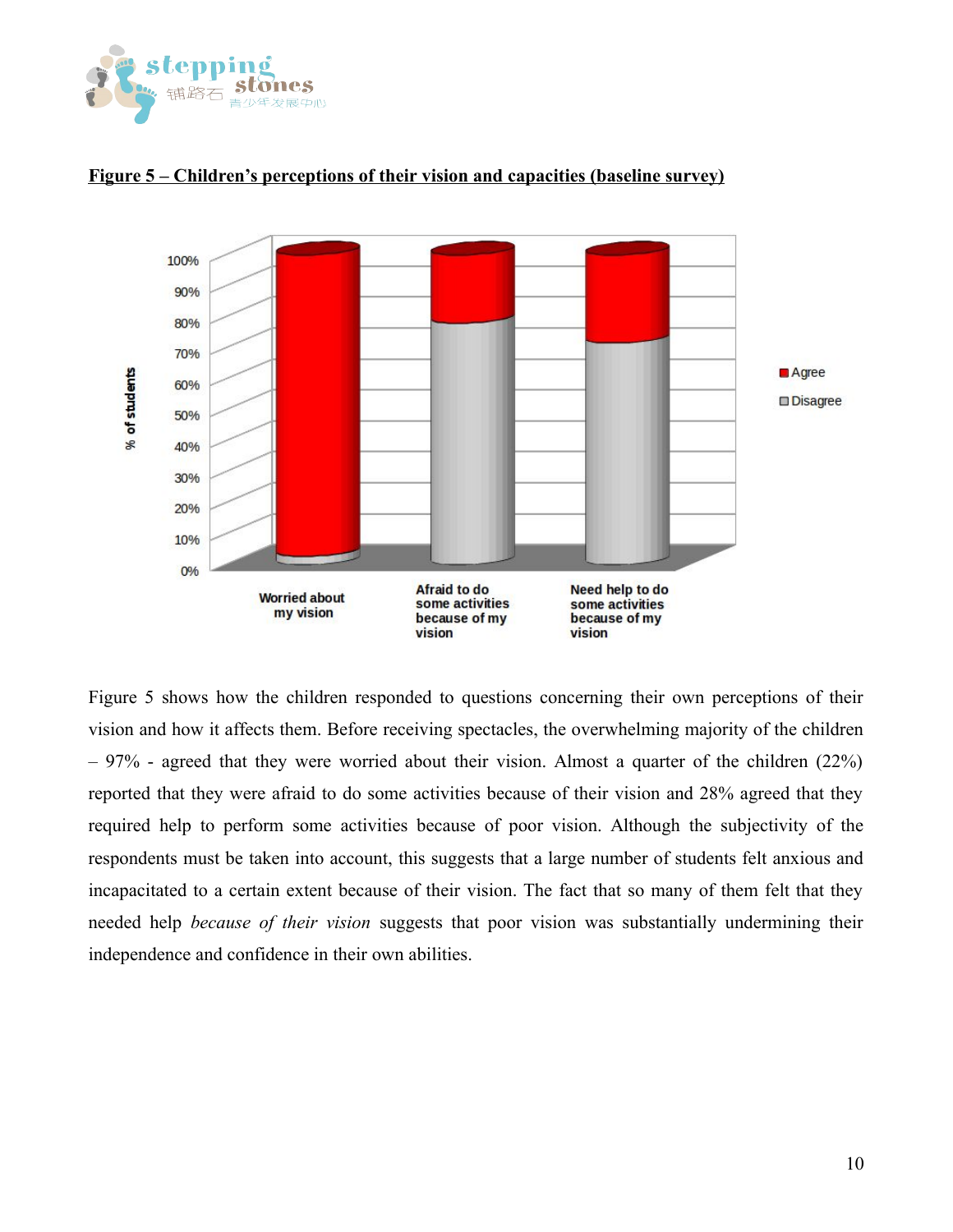**Figure 5 – Children's perceptions of their vision and capacities (baseline survey)**

Figure 5 shows how the children responded to questions concerning their own perceptions of their vision and how it affects them. Before receiving spectacles, the overwhelming majority of the children – 97% - agreed that they were worried about their vision. Almost a quarter of the children (22%) reported that they were afraid to do some activities because of their vision and 28% agreed that they required help to perform some activities because of poor vision. Although the subjectivity of the respondents must be taken into account, this suggests that a large number of students felt anxious and incapacitated to a certain extent because of their vision. The fact that so many of them felt that they needed help *because of their vision* suggests that poor vision was substantially undermining their independence and confidence in their own abilities.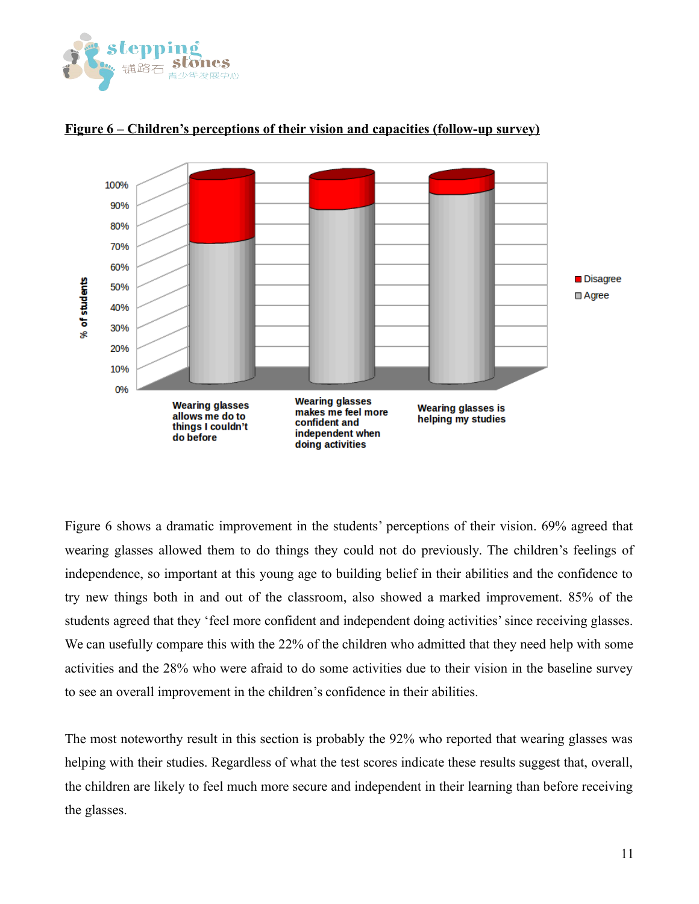**Figure 6 – Children's perceptions of their vision and capacities (follow-up survey)**

Figure 6 shows a dramatic improvement in the students' perceptions of their vision. 69% agreed that wearing glasses allowed them to do things they could not do previously. The children's feelings of independence, so important at this young age to building belief in their abilities and the confidence to try new things both in and out of the classroom, also showed a marked improvement. 85% of the students agreed that they 'feel more confident and independent doing activities' since receiving glasses. We can usefully compare this with the 22% of the children who admitted that they need help with some activities and the 28% who were afraid to do some activities due to their vision in the baseline survey to see an overall improvement in the children's confidence in their abilities.

The most noteworthy result in this section is probably the 92% who reported that wearing glasses was helping with their studies. Regardless of what the test scores indicate these results suggest that, overall, the children are likely to feel much more secure and independent in their learning than before receiving the glasses.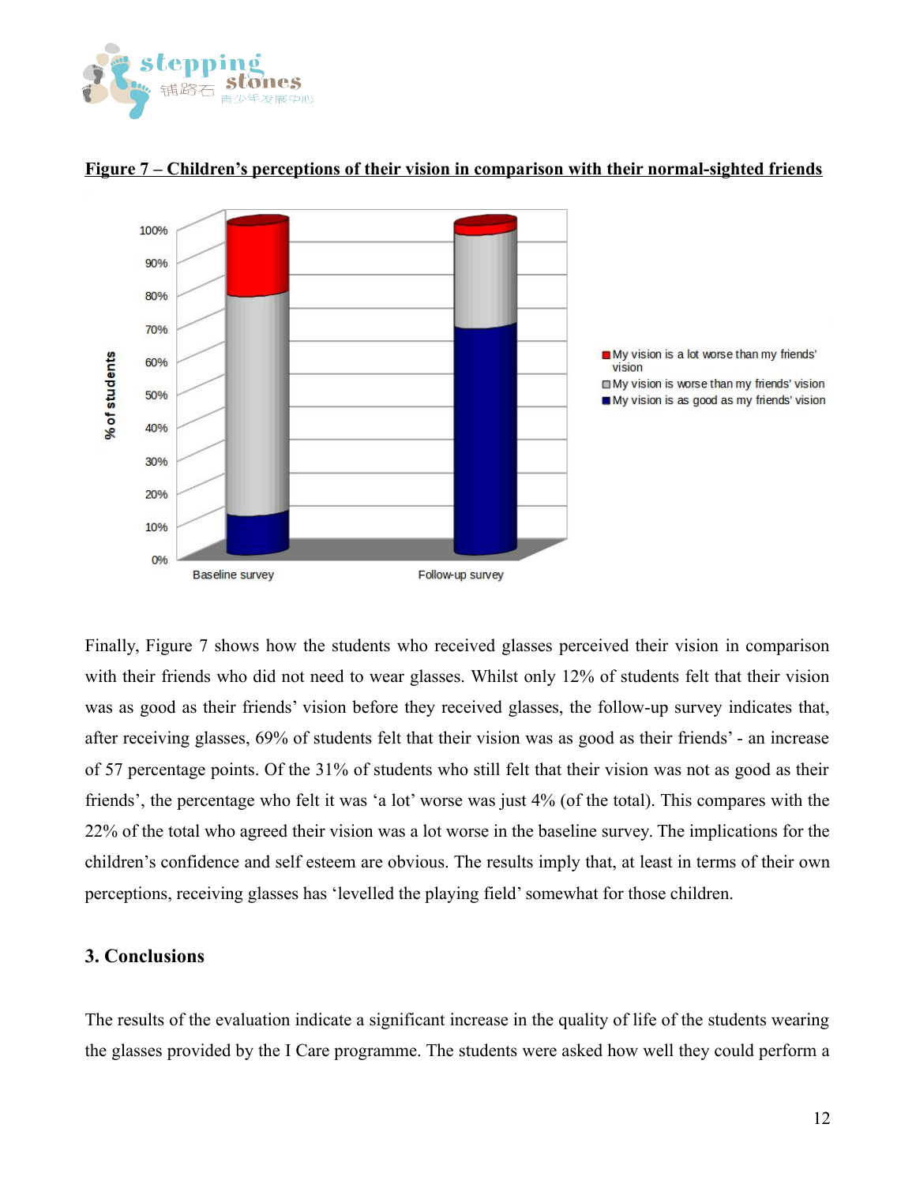**Figure 7 – Children's perceptions of their vision in comparison with their normal-sighted friends**

Finally, Figure 7 shows how the students who received glasses perceived their vision in comparison with their friends who did not need to wear glasses. Whilst only 12% of students felt that their vision was as good as their friends' vision before they received glasses, the follow-up survey indicates that, after receiving glasses, 69% of students felt that their vision was as good as their friends' - an increase of 57 percentage points. Of the 31% of students who still felt that their vision was not as good as their friends', the percentage who felt it was 'a lot' worse was just 4% (of the total). This compares with the 22% of the total who agreed their vision was a lot worse in the baseline survey. The implications for the children's confidence and self esteem are obvious. The results imply that, at least in terms of their own perceptions, receiving glasses has 'levelled the playing field' somewhat for those children.

## 3. Conclusions

The results of the evaluation indicate a significant increase in the quality of life of the students wearing the glasses provided by the I Care programme. The students were asked how well they could perform a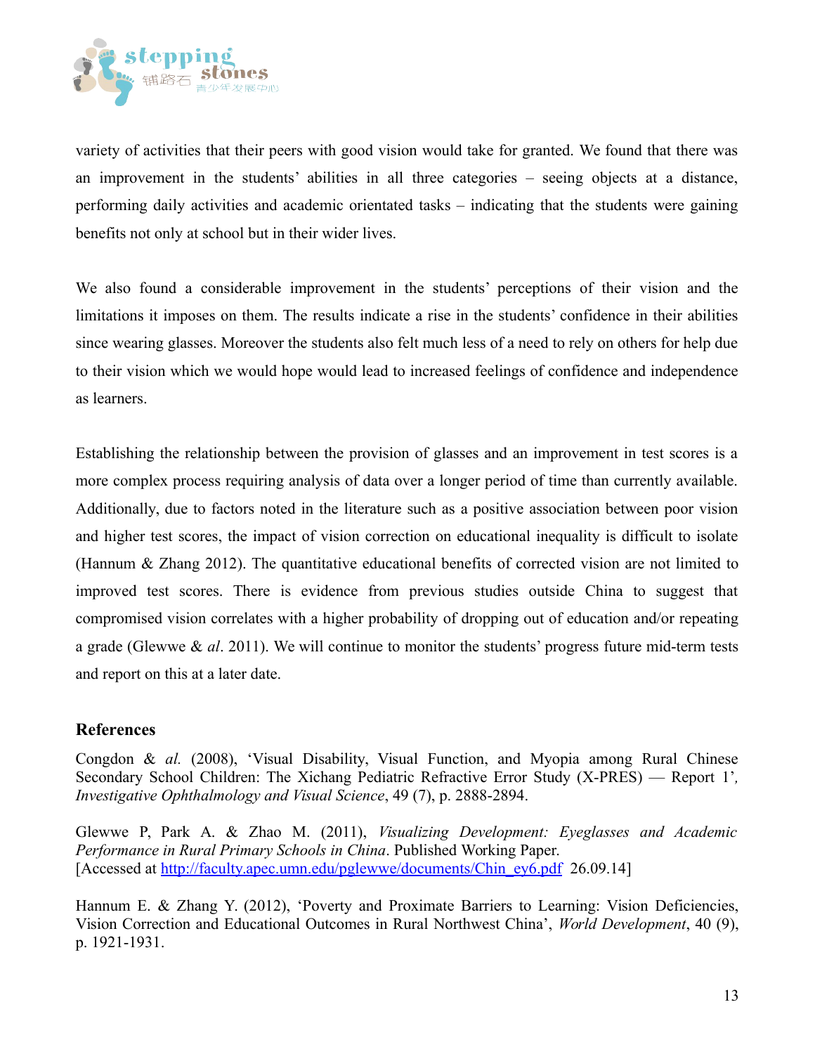variety of activities that their peers with good vision would take for granted. We found that there was an improvement in the students' abilities in all three categories – seeing objects at a distance, performing daily activities and academic orientated tasks – indicating that the students were gaining benefits not only at school but in their wider lives.

We also found a considerable improvement in the students' perceptions of their vision and the limitations it imposes on them. The results indicate a rise in the students' confidence in their abilities since wearing glasses. Moreover the students also felt much less of a need to rely on others for help due to their vision which we would hope would lead to increased feelings of confidence and independence as learners.

Establishing the relationship between the provision of glasses and an improvement in test scores is a more complex process requiring analysis of data over a longer period of time than currently available. Additionally, due to factors noted in the literature such as a positive association between poor vision and higher test scores, the impact of vision correction on educational inequality is difficult to isolate (Hannum & Zhang 2012). The quantitative educational benefits of corrected vision are not limited to improved test scores. There is evidence from previous studies outside China to suggest that compromised vision correlates with a higher probability of dropping out of education and/or repeating a grade (Glewwe & *al*. 2011). We will continue to monitor the students' progress future mid-term tests and report on this at a later date.

## References

Congdon & *al.* (2008), 'Visual Disability, Visual Function, and Myopia among Rural Chinese Secondary School Children: The Xichang Pediatric Refractive Error Study (X-PRES) — Report 1', *Investigative Ophthalmology and Visual Science*, 49 (7), p. 2888-2894.

Glewwe P, Park A. & Zhao M. (2011), *Visualizing Development: Eyeglasses and Academic Performance in Rural Primary Schools in China*. Published Working Paper. [Accessed at http://faculty.apec.umn.edu/pglewwe/documents/Chin_ey6.pdf 26.09.14]

Hannum E. & Zhang Y. (2012), 'Poverty and Proximate Barriers to Learning: Vision Deficiencies, Vision Correction and Educational Outcomes in Rural Northwest China', *World Development*, 40 (9), p. 1921-1931.